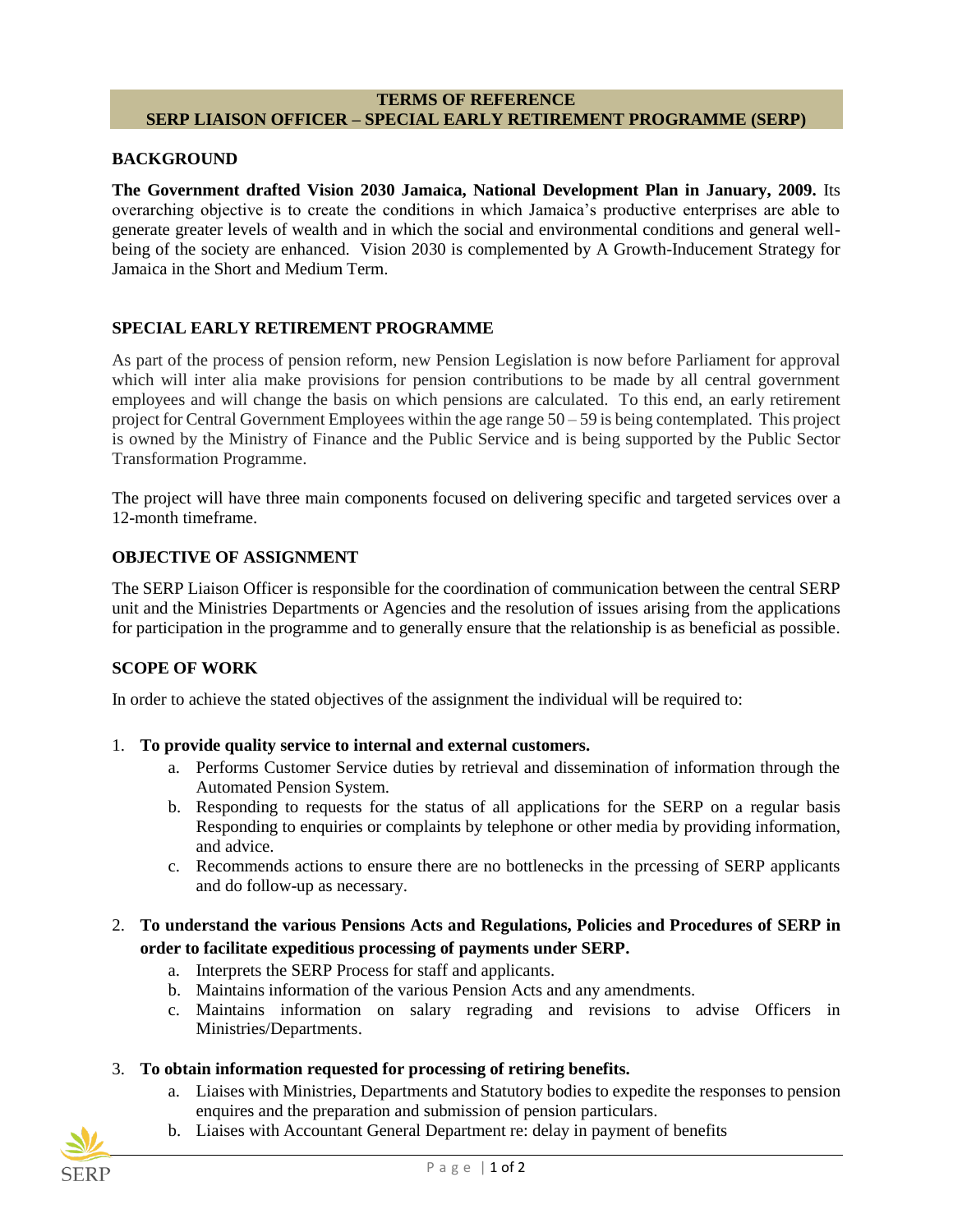# TERMS OF REFERENCE
# SERP LIAISON OFFICER – SPECIAL EARLY RETIREMENT PROGRAMME (SERP)

## BACKGROUND

**The Government drafted Vision 2030 Jamaica, National Development Plan in January, 2009.** Its overarching objective is to create the conditions in which Jamaica's productive enterprises are able to generate greater levels of wealth and in which the social and environmental conditions and general well-being of the society are enhanced. Vision 2030 is complemented by A Growth-Inducement Strategy for Jamaica in the Short and Medium Term.

## SPECIAL EARLY RETIREMENT PROGRAMME

As part of the process of pension reform, new Pension Legislation is now before Parliament for approval which will inter alia make provisions for pension contributions to be made by all central government employees and will change the basis on which pensions are calculated. To this end, an early retirement project for Central Government Employees within the age range 50 – 59 is being contemplated. This project is owned by the Ministry of Finance and the Public Service and is being supported by the Public Sector Transformation Programme.

The project will have three main components focused on delivering specific and targeted services over a 12-month timeframe.

## OBJECTIVE OF ASSIGNMENT

The SERP Liaison Officer is responsible for the coordination of communication between the central SERP unit and the Ministries Departments or Agencies and the resolution of issues arising from the applications for participation in the programme and to generally ensure that the relationship is as beneficial as possible.

## SCOPE OF WORK

In order to achieve the stated objectives of the assignment the individual will be required to:

1. **To provide quality service to internal and external customers.**
   a. Performs Customer Service duties by retrieval and dissemination of information through the Automated Pension System.
   b. Responding to requests for the status of all applications for the SERP on a regular basis Responding to enquiries or complaints by telephone or other media by providing information, and advice.
   c. Recommends actions to ensure there are no bottlenecks in the prcessing of SERP applicants and do follow-up as necessary.

2. **To understand the various Pensions Acts and Regulations, Policies and Procedures of SERP in order to facilitate expeditious processing of payments under SERP.**
   a. Interprets the SERP Process for staff and applicants.
   b. Maintains information of the various Pension Acts and any amendments.
   c. Maintains information on salary regrading and revisions to advise Officers in Ministries/Departments.

3. **To obtain information requested for processing of retiring benefits.**
   a. Liaises with Ministries, Departments and Statutory bodies to expedite the responses to pension enquires and the preparation and submission of pension particulars.
   b. Liaises with Accountant General Department re: delay in payment of benefits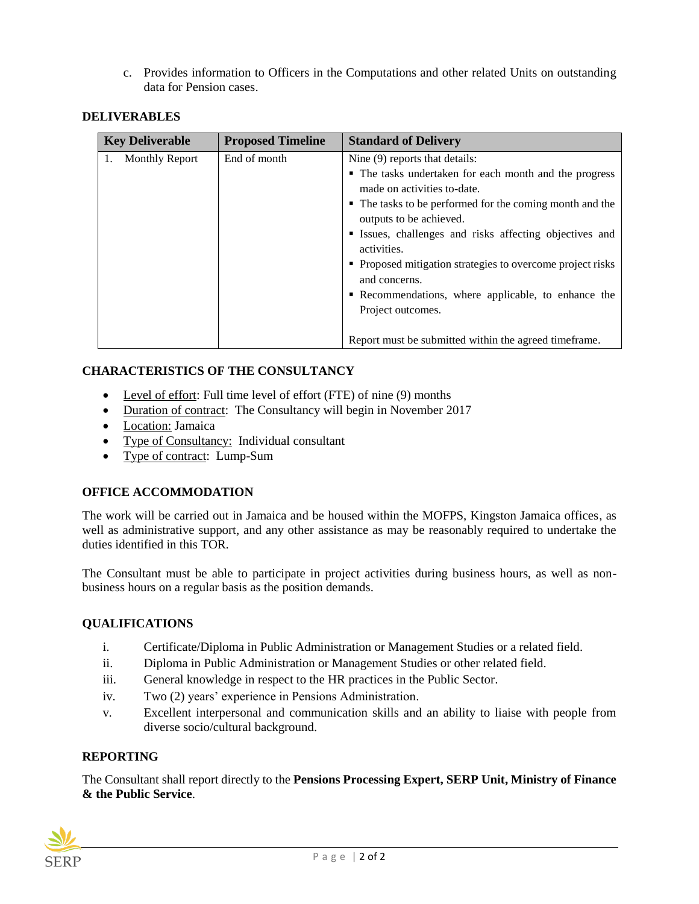c. Provides information to Officers in the Computations and other related Units on outstanding data for Pension cases.

## DELIVERABLES

| Key Deliverable | Proposed Timeline | Standard of Delivery |
|---|---|---|
| 1. Monthly Report | End of month | Nine (9) reports that details:<br>▪ The tasks undertaken for each month and the progress made on activities to-date.<br>▪ The tasks to be performed for the coming month and the outputs to be achieved.<br>▪ Issues, challenges and risks affecting objectives and activities.<br>▪ Proposed mitigation strategies to overcome project risks and concerns.<br>▪ Recommendations, where applicable, to enhance the Project outcomes.<br><br>Report must be submitted within the agreed timeframe. |

## CHARACTERISTICS OF THE CONSULTANCY

- Level of effort: Full time level of effort (FTE) of nine (9) months
- Duration of contract: The Consultancy will begin in November 2017
- Location: Jamaica
- Type of Consultancy: Individual consultant
- Type of contract: Lump-Sum

## OFFICE ACCOMMODATION

The work will be carried out in Jamaica and be housed within the MOFPS, Kingston Jamaica offices, as well as administrative support, and any other assistance as may be reasonably required to undertake the duties identified in this TOR.

The Consultant must be able to participate in project activities during business hours, as well as non-business hours on a regular basis as the position demands.

## QUALIFICATIONS

i. Certificate/Diploma in Public Administration or Management Studies or a related field.
ii. Diploma in Public Administration or Management Studies or other related field.
iii. General knowledge in respect to the HR practices in the Public Sector.
iv. Two (2) years' experience in Pensions Administration.
v. Excellent interpersonal and communication skills and an ability to liaise with people from diverse socio/cultural background.

## REPORTING

The Consultant shall report directly to the **Pensions Processing Expert, SERP Unit, Ministry of Finance & the Public Service**.